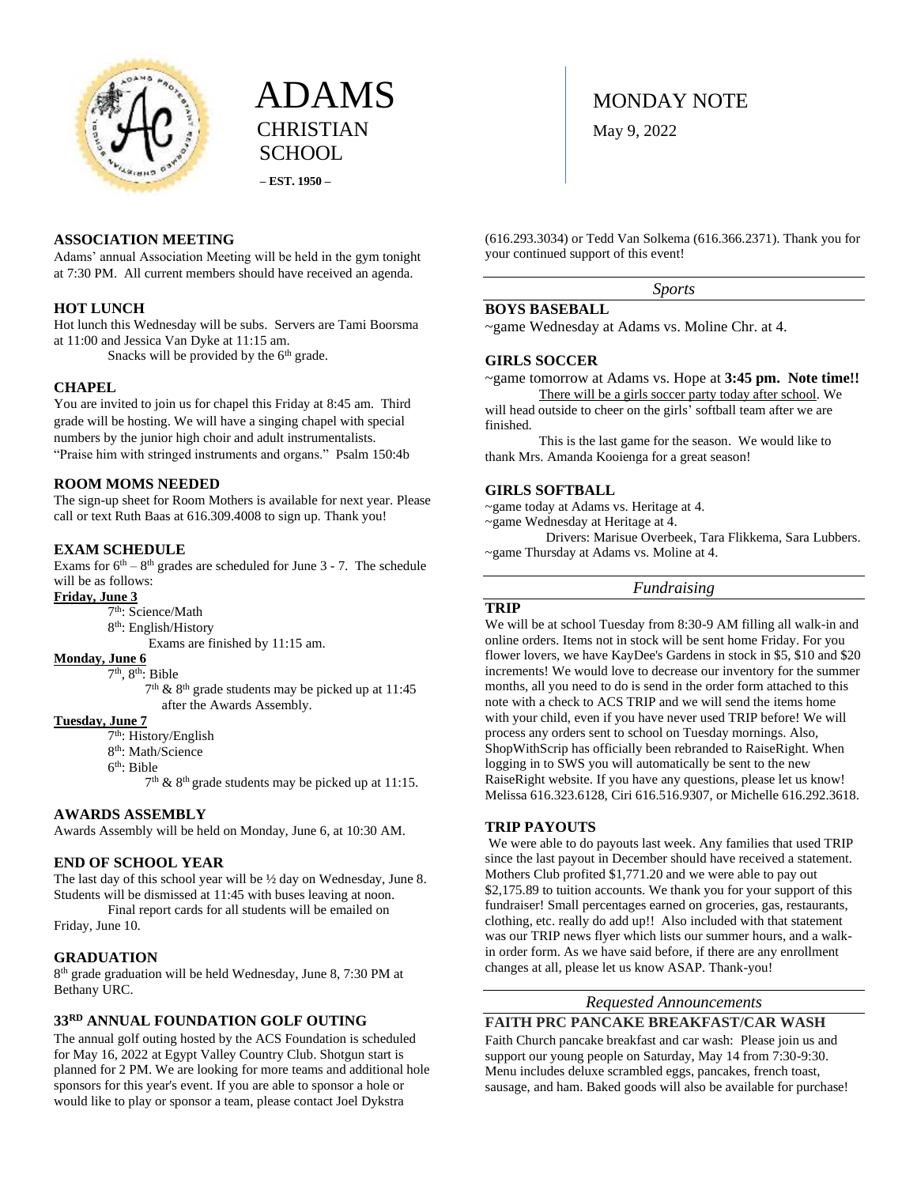# ADAMS CHRISTIAN SCHOOL

– EST. 1950 –

# MONDAY NOTE

May 9, 2022

## ASSOCIATION MEETING

Adams' annual Association Meeting will be held in the gym tonight at 7:30 PM. All current members should have received an agenda.

## HOT LUNCH

Hot lunch this Wednesday will be subs. Servers are Tami Boorsma at 11:00 and Jessica Van Dyke at 11:15 am.

Snacks will be provided by the 6th grade.

## CHAPEL

You are invited to join us for chapel this Friday at 8:45 am. Third grade will be hosting. We will have a singing chapel with special numbers by the junior high choir and adult instrumentalists. "Praise him with stringed instruments and organs." Psalm 150:4b

## ROOM MOMS NEEDED

The sign-up sheet for Room Mothers is available for next year. Please call or text Ruth Baas at 616.309.4008 to sign up. Thank you!

## EXAM SCHEDULE

Exams for 6th – 8th grades are scheduled for June 3 - 7. The schedule will be as follows:

**Friday, June 3**

7th: Science/Math
8th: English/History
Exams are finished by 11:15 am.

**Monday, June 6**

7th, 8th: Bible
7th & 8th grade students may be picked up at 11:45 after the Awards Assembly.

**Tuesday, June 7**

7th: History/English
8th: Math/Science
6th: Bible
7th & 8th grade students may be picked up at 11:15.

## AWARDS ASSEMBLY

Awards Assembly will be held on Monday, June 6, at 10:30 AM.

## END OF SCHOOL YEAR

The last day of this school year will be ½ day on Wednesday, June 8. Students will be dismissed at 11:45 with buses leaving at noon.

Final report cards for all students will be emailed on Friday, June 10.

## GRADUATION

8th grade graduation will be held Wednesday, June 8, 7:30 PM at Bethany URC.

## 33RD ANNUAL FOUNDATION GOLF OUTING

The annual golf outing hosted by the ACS Foundation is scheduled for May 16, 2022 at Egypt Valley Country Club. Shotgun start is planned for 2 PM. We are looking for more teams and additional hole sponsors for this year's event. If you are able to sponsor a hole or would like to play or sponsor a team, please contact Joel Dykstra (616.293.3034) or Tedd Van Solkema (616.366.2371). Thank you for your continued support of this event!

---

*Sports*

## BOYS BASEBALL

~game Wednesday at Adams vs. Moline Chr. at 4.

## GIRLS SOCCER

~game tomorrow at Adams vs. Hope at **3:45 pm. Note time!!**

There will be a girls soccer party today after school. We will head outside to cheer on the girls' softball team after we are finished.

This is the last game for the season. We would like to thank Mrs. Amanda Kooienga for a great season!

## GIRLS SOFTBALL

~game today at Adams vs. Heritage at 4.
~game Wednesday at Heritage at 4.
Drivers: Marisue Overbeek, Tara Flikkema, Sara Lubbers.
~game Thursday at Adams vs. Moline at 4.

---

*Fundraising*

## TRIP

We will be at school Tuesday from 8:30-9 AM filling all walk-in and online orders. Items not in stock will be sent home Friday. For you flower lovers, we have KayDee's Gardens in stock in $5, $10 and $20 increments! We would love to decrease our inventory for the summer months, all you need to do is send in the order form attached to this note with a check to ACS TRIP and we will send the items home with your child, even if you have never used TRIP before! We will process any orders sent to school on Tuesday mornings. Also, ShopWithScrip has officially been rebranded to RaiseRight. When logging in to SWS you will automatically be sent to the new RaiseRight website. If you have any questions, please let us know! Melissa 616.323.6128, Ciri 616.516.9307, or Michelle 616.292.3618.

## TRIP PAYOUTS

We were able to do payouts last week. Any families that used TRIP since the last payout in December should have received a statement. Mothers Club profited $1,771.20 and we were able to pay out $2,175.89 to tuition accounts. We thank you for your support of this fundraiser! Small percentages earned on groceries, gas, restaurants, clothing, etc. really do add up!! Also included with that statement was our TRIP news flyer which lists our summer hours, and a walk-in order form. As we have said before, if there are any enrollment changes at all, please let us know ASAP. Thank-you!

---

*Requested Announcements*

## FAITH PRC PANCAKE BREAKFAST/CAR WASH

Faith Church pancake breakfast and car wash: Please join us and support our young people on Saturday, May 14 from 7:30-9:30. Menu includes deluxe scrambled eggs, pancakes, french toast, sausage, and ham. Baked goods will also be available for purchase!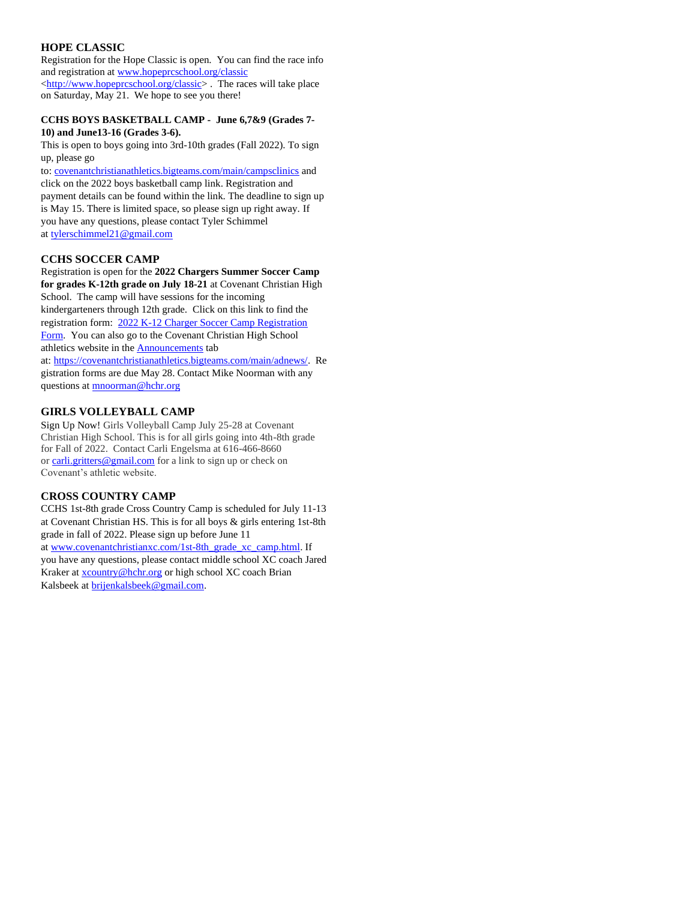## HOPE CLASSIC

Registration for the Hope Classic is open. You can find the race info and registration at www.hopeprcschool.org/classic <http://www.hopeprcschool.org/classic> . The races will take place on Saturday, May 21. We hope to see you there!

**CCHS BOYS BASKETBALL CAMP - June 6,7&9 (Grades 7-10) and June13-16 (Grades 3-6).**

This is open to boys going into 3rd-10th grades (Fall 2022). To sign up, please go to: covenantchristianathletics.bigteams.com/main/campsclinics and click on the 2022 boys basketball camp link. Registration and payment details can be found within the link. The deadline to sign up is May 15. There is limited space, so please sign up right away. If you have any questions, please contact Tyler Schimmel at tylerschimmel21@gmail.com

## CCHS SOCCER CAMP

Registration is open for the **2022 Chargers Summer Soccer Camp for grades K-12th grade on July 18-21** at Covenant Christian High School. The camp will have sessions for the incoming kindergarteners through 12th grade. Click on this link to find the registration form: 2022 K-12 Charger Soccer Camp Registration Form. You can also go to the Covenant Christian High School athletics website in the Announcements tab at: https://covenantchristianathletics.bigteams.com/main/adnews/. Registration forms are due May 28. Contact Mike Noorman with any questions at mnoorman@hchr.org

## GIRLS VOLLEYBALL CAMP

Sign Up Now! Girls Volleyball Camp July 25-28 at Covenant Christian High School. This is for all girls going into 4th-8th grade for Fall of 2022. Contact Carli Engelsma at 616-466-8660 or carli.gritters@gmail.com for a link to sign up or check on Covenant's athletic website.

## CROSS COUNTRY CAMP

CCHS 1st-8th grade Cross Country Camp is scheduled for July 11-13 at Covenant Christian HS. This is for all boys & girls entering 1st-8th grade in fall of 2022. Please sign up before June 11 at www.covenantchristianxc.com/1st-8th_grade_xc_camp.html. If you have any questions, please contact middle school XC coach Jared Kraker at xcountry@hchr.org or high school XC coach Brian Kalsbeek at brijenkalsbeek@gmail.com.